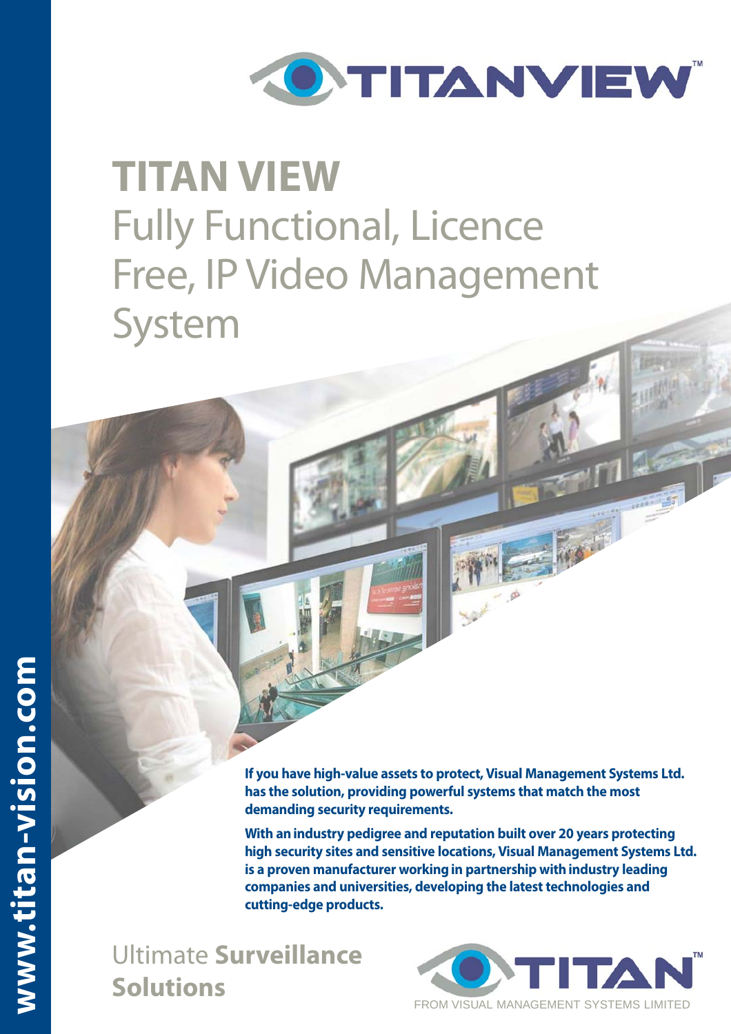# TITAN VIEW

## Fully Functional, Licence Free, IP Video Management System

**If you have high-value assets to protect, Visual Management Systems Ltd. has the solution, providing powerful systems that match the most demanding security requirements.**

**With an industry pedigree and reputation built over 20 years protecting high security sites and sensitive locations, Visual Management Systems Ltd. is a proven manufacturer working in partnership with industry leading companies and universities, developing the latest technologies and cutting-edge products.**

Ultimate **Surveillance Solutions**

TITAN™

FROM VISUAL MANAGEMENT SYSTEMS LIMITED

www.titan-vision.com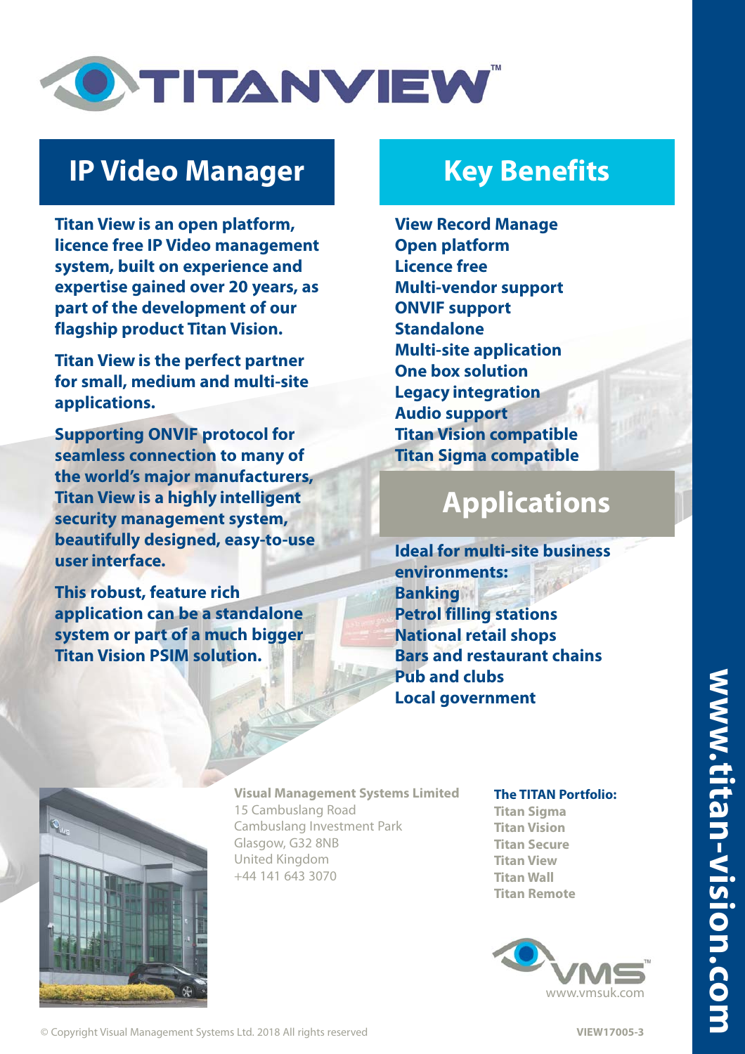# TITANVIEW™

## IP Video Manager

**Titan View is an open platform, licence free IP Video management system, built on experience and expertise gained over 20 years, as part of the development of our flagship product Titan Vision.**

**Titan View is the perfect partner for small, medium and multi-site applications.**

**Supporting ONVIF protocol for seamless connection to many of the world's major manufacturers, Titan View is a highly intelligent security management system, beautifully designed, easy-to-use user interface.**

**This robust, feature rich application can be a standalone system or part of a much bigger Titan Vision PSIM solution.**

## Key Benefits

**View Record Manage**
**Open platform**
**Licence free**
**Multi-vendor support**
**ONVIF support**
**Standalone**
**Multi-site application**
**One box solution**
**Legacy integration**
**Audio support**
**Titan Vision compatible**
**Titan Sigma compatible**

## Applications

**Ideal for multi-site business environments:**
**Banking**
**Petrol filling stations**
**National retail shops**
**Bars and restaurant chains**
**Pub and clubs**
**Local government**

**Visual Management Systems Limited**
15 Cambuslang Road
Cambuslang Investment Park
Glasgow, G32 8NB
United Kingdom
+44 141 643 3070

**The TITAN Portfolio:**
**Titan Sigma**
**Titan Vision**
**Titan Secure**
**Titan View**
**Titan Wall**
**Titan Remote**

VMS™
www.vmsuk.com

www.titan-vision.com

© Copyright Visual Management Systems Ltd. 2018 All rights reserved

VIEW17005-3